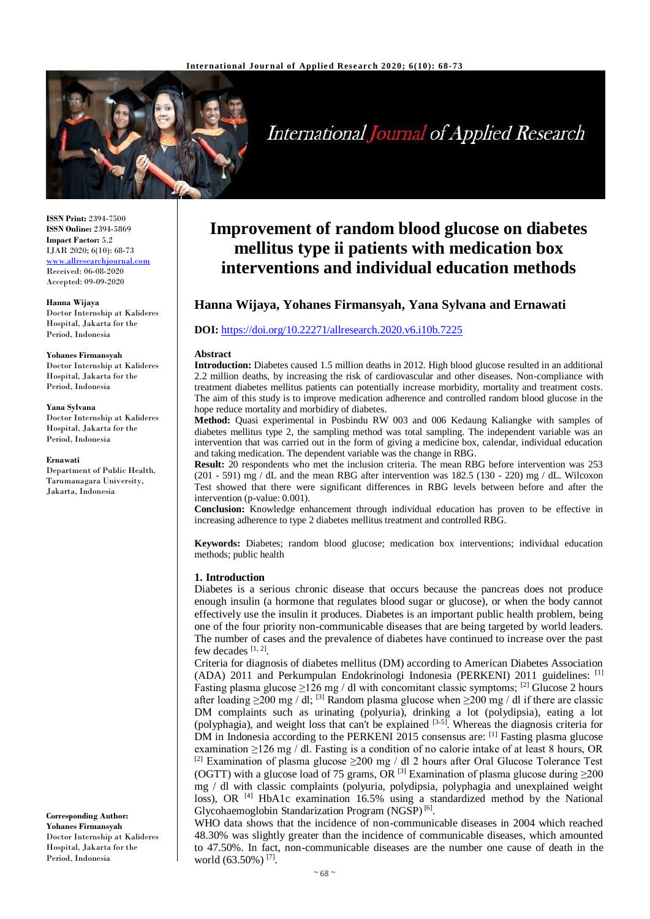**ISSN Print:** 2394-7500
**ISSN Online:** 2394-5869
**Impact Factor:** 5.2
IJAR 2020; 6(10): 68-73
www.allresearchjournal.com
Received: 06-08-2020
Accepted: 09-09-2020

**Hanna Wijaya**
Doctor Internship at Kalideres Hospital, Jakarta for the Period, Indonesia

**Yohanes Firmansyah**
Doctor Internship at Kalideres Hospital, Jakarta for the Period, Indonesia

**Yana Sylvana**
Doctor Internship at Kalideres Hospital, Jakarta for the Period, Indonesia

**Ernawati**
Department of Public Health, Tarumanagara University, Jakarta, Indonesia

**Corresponding Author:**
**Yohanes Firmansyah**
Doctor Internship at Kalideres Hospital, Jakarta for the Period, Indonesia

# Improvement of random blood glucose on diabetes mellitus type ii patients with medication box interventions and individual education methods

## Hanna Wijaya, Yohanes Firmansyah, Yana Sylvana and Ernawati

**DOI:** https://doi.org/10.22271/allresearch.2020.v6.i10b.7225

### Abstract

**Introduction:** Diabetes caused 1.5 million deaths in 2012. High blood glucose resulted in an additional 2.2 million deaths, by increasing the risk of cardiovascular and other diseases. Non-compliance with treatment diabetes mellitus patients can potentially increase morbidity, mortality and treatment costs. The aim of this study is to improve medication adherence and controlled random blood glucose in the hope reduce mortality and morbidiry of diabetes.

**Method:** Quasi experimental in Posbindu RW 003 and 006 Kedaung Kaliangke with samples of diabetes mellitus type 2, the sampling method was total sampling. The independent variable was an intervention that was carried out in the form of giving a medicine box, calendar, individual education and taking medication. The dependent variable was the change in RBG.

**Result:** 20 respondents who met the inclusion criteria. The mean RBG before intervention was 253 (201 - 591) mg / dL and the mean RBG after intervention was 182.5 (130 - 220) mg / dL. Wilcoxon Test showed that there were significant differences in RBG levels between before and after the intervention (p-value: 0.001).

**Conclusion:** Knowledge enhancement through individual education has proven to be effective in increasing adherence to type 2 diabetes mellitus treatment and controlled RBG.

**Keywords:** Diabetes; random blood glucose; medication box interventions; individual education methods; public health

### 1. Introduction

Diabetes is a serious chronic disease that occurs because the pancreas does not produce enough insulin (a hormone that regulates blood sugar or glucose), or when the body cannot effectively use the insulin it produces. Diabetes is an important public health problem, being one of the four priority non-communicable diseases that are being targeted by world leaders. The number of cases and the prevalence of diabetes have continued to increase over the past few decades [1, 2].

Criteria for diagnosis of diabetes mellitus (DM) according to American Diabetes Association (ADA) 2011 and Perkumpulan Endokrinologi Indonesia (PERKENI) 2011 guidelines: [1] Fasting plasma glucose ≥126 mg / dl with concomitant classic symptoms; [2] Glucose 2 hours after loading ≥200 mg / dl; [3] Random plasma glucose when ≥200 mg / dl if there are classic DM complaints such as urinating (polyuria), drinking a lot (polydipsia), eating a lot (polyphagia), and weight loss that can't be explained [3-5]. Whereas the diagnosis criteria for DM in Indonesia according to the PERKENI 2015 consensus are: [1] Fasting plasma glucose examination ≥126 mg / dl. Fasting is a condition of no calorie intake of at least 8 hours, OR [2] Examination of plasma glucose ≥200 mg / dl 2 hours after Oral Glucose Tolerance Test (OGTT) with a glucose load of 75 grams, OR [3] Examination of plasma glucose during ≥200 mg / dl with classic complaints (polyuria, polydipsia, polyphagia and unexplained weight loss), OR [4] HbA1c examination 16.5% using a standardized method by the National Glycohaemoglobin Standarization Program (NGSP) [6].

WHO data shows that the incidence of non-communicable diseases in 2004 which reached 48.30% was slightly greater than the incidence of communicable diseases, which amounted to 47.50%. In fact, non-communicable diseases are the number one cause of death in the world (63.50%) [7].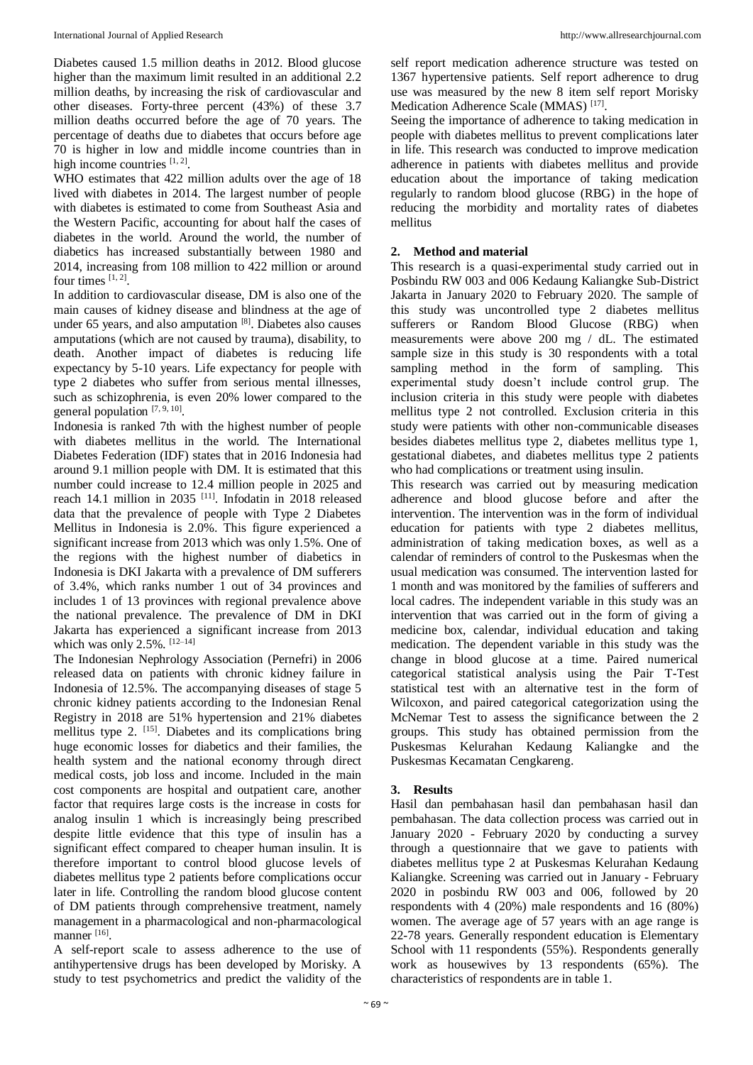Diabetes caused 1.5 million deaths in 2012. Blood glucose higher than the maximum limit resulted in an additional 2.2 million deaths, by increasing the risk of cardiovascular and other diseases. Forty-three percent (43%) of these 3.7 million deaths occurred before the age of 70 years. The percentage of deaths due to diabetes that occurs before age 70 is higher in low and middle income countries than in high income countries [1, 2].

WHO estimates that 422 million adults over the age of 18 lived with diabetes in 2014. The largest number of people with diabetes is estimated to come from Southeast Asia and the Western Pacific, accounting for about half the cases of diabetes in the world. Around the world, the number of diabetics has increased substantially between 1980 and 2014, increasing from 108 million to 422 million or around four times [1, 2].

In addition to cardiovascular disease, DM is also one of the main causes of kidney disease and blindness at the age of under 65 years, and also amputation [8]. Diabetes also causes amputations (which are not caused by trauma), disability, to death. Another impact of diabetes is reducing life expectancy by 5-10 years. Life expectancy for people with type 2 diabetes who suffer from serious mental illnesses, such as schizophrenia, is even 20% lower compared to the general population [7, 9, 10].

Indonesia is ranked 7th with the highest number of people with diabetes mellitus in the world. The International Diabetes Federation (IDF) states that in 2016 Indonesia had around 9.1 million people with DM. It is estimated that this number could increase to 12.4 million people in 2025 and reach 14.1 million in 2035 [11]. Infodatin in 2018 released data that the prevalence of people with Type 2 Diabetes Mellitus in Indonesia is 2.0%. This figure experienced a significant increase from 2013 which was only 1.5%. One of the regions with the highest number of diabetics in Indonesia is DKI Jakarta with a prevalence of DM sufferers of 3.4%, which ranks number 1 out of 34 provinces and includes 1 of 13 provinces with regional prevalence above the national prevalence. The prevalence of DM in DKI Jakarta has experienced a significant increase from 2013 which was only 2.5%. [12–14]

The Indonesian Nephrology Association (Pernefri) in 2006 released data on patients with chronic kidney failure in Indonesia of 12.5%. The accompanying diseases of stage 5 chronic kidney patients according to the Indonesian Renal Registry in 2018 are 51% hypertension and 21% diabetes mellitus type 2. [15]. Diabetes and its complications bring huge economic losses for diabetics and their families, the health system and the national economy through direct medical costs, job loss and income. Included in the main cost components are hospital and outpatient care, another factor that requires large costs is the increase in costs for analog insulin 1 which is increasingly being prescribed despite little evidence that this type of insulin has a significant effect compared to cheaper human insulin. It is therefore important to control blood glucose levels of diabetes mellitus type 2 patients before complications occur later in life. Controlling the random blood glucose content of DM patients through comprehensive treatment, namely management in a pharmacological and non-pharmacological manner [16].

A self-report scale to assess adherence to the use of antihypertensive drugs has been developed by Morisky. A study to test psychometrics and predict the validity of the self report medication adherence structure was tested on 1367 hypertensive patients. Self report adherence to drug use was measured by the new 8 item self report Morisky Medication Adherence Scale (MMAS) [17].

Seeing the importance of adherence to taking medication in people with diabetes mellitus to prevent complications later in life. This research was conducted to improve medication adherence in patients with diabetes mellitus and provide education about the importance of taking medication regularly to random blood glucose (RBG) in the hope of reducing the morbidity and mortality rates of diabetes mellitus

## 2. Method and material

This research is a quasi-experimental study carried out in Posbindu RW 003 and 006 Kedaung Kaliangke Sub-District Jakarta in January 2020 to February 2020. The sample of this study was uncontrolled type 2 diabetes mellitus sufferers or Random Blood Glucose (RBG) when measurements were above 200 mg / dL. The estimated sample size in this study is 30 respondents with a total sampling method in the form of sampling. This experimental study doesn't include control grup. The inclusion criteria in this study were people with diabetes mellitus type 2 not controlled. Exclusion criteria in this study were patients with other non-communicable diseases besides diabetes mellitus type 2, diabetes mellitus type 1, gestational diabetes, and diabetes mellitus type 2 patients who had complications or treatment using insulin.

This research was carried out by measuring medication adherence and blood glucose before and after the intervention. The intervention was in the form of individual education for patients with type 2 diabetes mellitus, administration of taking medication boxes, as well as a calendar of reminders of control to the Puskesmas when the usual medication was consumed. The intervention lasted for 1 month and was monitored by the families of sufferers and local cadres. The independent variable in this study was an intervention that was carried out in the form of giving a medicine box, calendar, individual education and taking medication. The dependent variable in this study was the change in blood glucose at a time. Paired numerical categorical statistical analysis using the Pair T-Test statistical test with an alternative test in the form of Wilcoxon, and paired categorical categorization using the McNemar Test to assess the significance between the 2 groups. This study has obtained permission from the Puskesmas Kelurahan Kedaung Kaliangke and the Puskesmas Kecamatan Cengkareng.

## 3. Results

Hasil dan pembahasan hasil dan pembahasan hasil dan pembahasan. The data collection process was carried out in January 2020 - February 2020 by conducting a survey through a questionnaire that we gave to patients with diabetes mellitus type 2 at Puskesmas Kelurahan Kedaung Kaliangke. Screening was carried out in January - February 2020 in posbindu RW 003 and 006, followed by 20 respondents with 4 (20%) male respondents and 16 (80%) women. The average age of 57 years with an age range is 22-78 years. Generally respondent education is Elementary School with 11 respondents (55%). Respondents generally work as housewives by 13 respondents (65%). The characteristics of respondents are in table 1.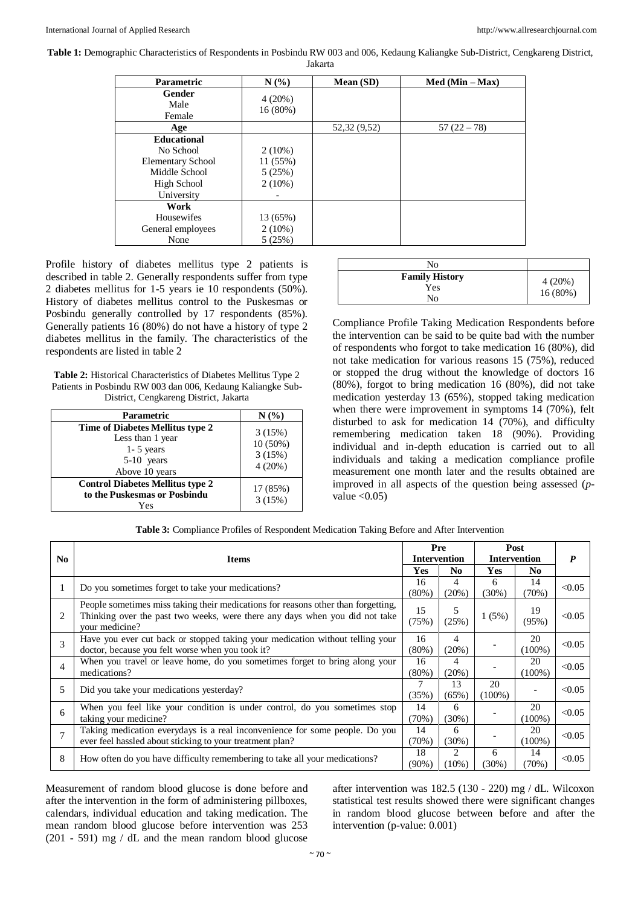**Table 1:** Demographic Characteristics of Respondents in Posbindu RW 003 and 006, Kedaung Kaliangke Sub-District, Cengkareng District, Jakarta

| Parametric | N (%) | Mean (SD) | Med (Min – Max) |
|---|---|---|---|
| **Gender** | | | |
| Male | 4 (20%) | | |
| Female | 16 (80%) | | |
| **Age** | | 52,32 (9,52) | 57 (22 – 78) |
| **Educational** | | | |
| No School | 2 (10%) | | |
| Elementary School | 11 (55%) | | |
| Middle School | 5 (25%) | | |
| High School | 2 (10%) | | |
| University | - | | |
| **Work** | | | |
| Housewifes | 13 (65%) | | |
| General employees | 2 (10%) | | |
| None | 5 (25%) | | |

Profile history of diabetes mellitus type 2 patients is described in table 2. Generally respondents suffer from type 2 diabetes mellitus for 1-5 years ie 10 respondents (50%). History of diabetes mellitus control to the Puskesmas or Posbindu generally controlled by 17 respondents (85%). Generally patients 16 (80%) do not have a history of type 2 diabetes mellitus in the family. The characteristics of the respondents are listed in table 2

**Table 2:** Historical Characteristics of Diabetes Mellitus Type 2 Patients in Posbindu RW 003 dan 006, Kedaung Kaliangke Sub-District, Cengkareng District, Jakarta

| Parametric | N (%) |
|---|---|
| **Time of Diabetes Mellitus type 2** | |
| Less than 1 year | 3 (15%) |
| 1- 5 years | 10 (50%) |
| 5-10 years | 3 (15%) |
| Above 10 years | 4 (20%) |
| **Control Diabetes Mellitus type 2 to the Puskesmas or Posbindu** | |
| Yes | 17 (85%) |
| No | 3 (15%) |
| **Family History** | |
| Yes | 4 (20%) |
| No | 16 (80%) |

Compliance Profile Taking Medication Respondents before the intervention can be said to be quite bad with the number of respondents who forgot to take medication 16 (80%), did not take medication for various reasons 15 (75%), reduced or stopped the drug without the knowledge of doctors 16 (80%), forgot to bring medication 16 (80%), did not take medication yesterday 13 (65%), stopped taking medication when there were improvement in symptoms 14 (70%), felt disturbed to ask for medication 14 (70%), and difficulty remembering medication taken 18 (90%). Providing individual and in-depth education is carried out to all individuals and taking a medication compliance profile measurement one month later and the results obtained are improved in all aspects of the question being assessed (*p*-value <0.05)

**Table 3:** Compliance Profiles of Respondent Medication Taking Before and After Intervention

| No | Items | Pre Intervention | | Post Intervention | | *P* |
|---|---|---|---|---|---|---|
| | | Yes | No | Yes | No | |
| 1 | Do you sometimes forget to take your medications? | 16 (80%) | 4 (20%) | 6 (30%) | 14 (70%) | <0.05 |
| 2 | People sometimes miss taking their medications for reasons other than forgetting, Thinking over the past two weeks, were there any days when you did not take your medicine? | 15 (75%) | 5 (25%) | 1 (5%) | 19 (95%) | <0.05 |
| 3 | Have you ever cut back or stopped taking your medication without telling your doctor, because you felt worse when you took it? | 16 (80%) | 4 (20%) | - | 20 (100%) | <0.05 |
| 4 | When you travel or leave home, do you sometimes forget to bring along your medications? | 16 (80%) | 4 (20%) | - | 20 (100%) | <0.05 |
| 5 | Did you take your medications yesterday? | 7 (35%) | 13 (65%) | 20 (100%) | - | <0.05 |
| 6 | When you feel like your condition is under control, do you sometimes stop taking your medicine? | 14 (70%) | 6 (30%) | - | 20 (100%) | <0.05 |
| 7 | Taking medication everydays is a real inconvenience for some people. Do you ever feel hassled about sticking to your treatment plan? | 14 (70%) | 6 (30%) | - | 20 (100%) | <0.05 |
| 8 | How often do you have difficulty remembering to take all your medications? | 18 (90%) | 2 (10%) | 6 (30%) | 14 (70%) | <0.05 |

Measurement of random blood glucose is done before and after the intervention in the form of administering pillboxes, calendars, individual education and taking medication. The mean random blood glucose before intervention was 253 (201 - 591) mg / dL and the mean random blood glucose after intervention was 182.5 (130 - 220) mg / dL. Wilcoxon statistical test results showed there were significant changes in random blood glucose between before and after the intervention (p-value: 0.001)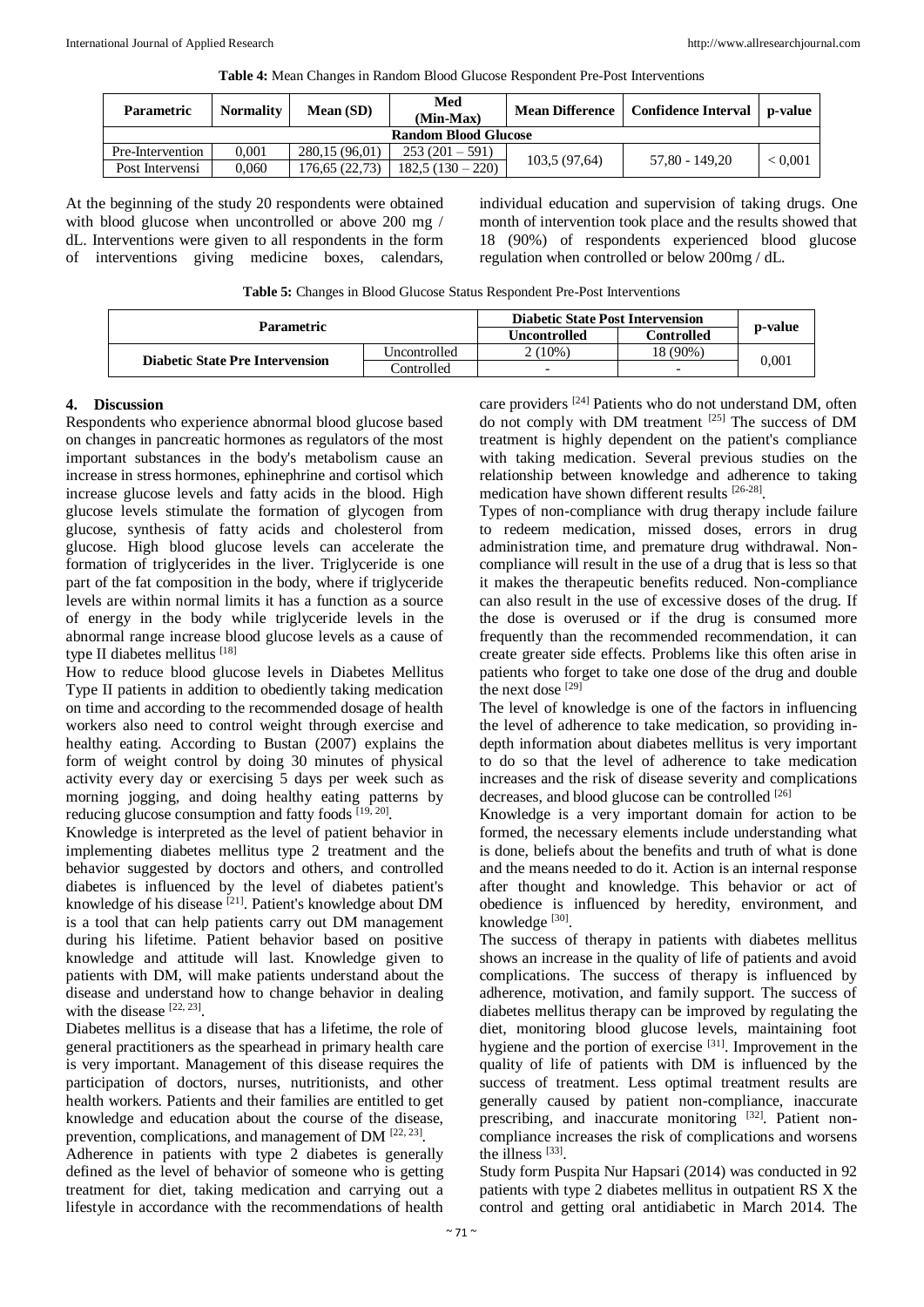**Table 4:** Mean Changes in Random Blood Glucose Respondent Pre-Post Interventions

| Parametric | Normality | Mean (SD) | Med (Min-Max) | Mean Difference | Confidence Interval | p-value |
|---|---|---|---|---|---|---|
| **Random Blood Glucose** | | | | | | |
| Pre-Intervention | 0,001 | 280,15 (96,01) | 253 (201 – 591) | 103,5 (97,64) | 57,80 - 149,20 | < 0,001 |
| Post Intervensi | 0,060 | 176,65 (22,73) | 182,5 (130 – 220) | | | |

At the beginning of the study 20 respondents were obtained with blood glucose when uncontrolled or above 200 mg / dL. Interventions were given to all respondents in the form of interventions giving medicine boxes, calendars, individual education and supervision of taking drugs. One month of intervention took place and the results showed that 18 (90%) of respondents experienced blood glucose regulation when controlled or below 200mg / dL.

**Table 5:** Changes in Blood Glucose Status Respondent Pre-Post Interventions

| Parametric | | Diabetic State Post Intervension | | p-value |
|---|---|---|---|---|
| | | Uncontrolled | Controlled | |
| **Diabetic State Pre Intervension** | Uncontrolled | 2 (10%) | 18 (90%) | 0,001 |
| | Controlled | - | - | |

## 4. Discussion

Respondents who experience abnormal blood glucose based on changes in pancreatic hormones as regulators of the most important substances in the body's metabolism cause an increase in stress hormones, ephinephrine and cortisol which increase glucose levels and fatty acids in the blood. High glucose levels stimulate the formation of glycogen from glucose, synthesis of fatty acids and cholesterol from glucose. High blood glucose levels can accelerate the formation of triglycerides in the liver. Triglyceride is one part of the fat composition in the body, where if triglyceride levels are within normal limits it has a function as a source of energy in the body while triglyceride levels in the abnormal range increase blood glucose levels as a cause of type II diabetes mellitus [18]

How to reduce blood glucose levels in Diabetes Mellitus Type II patients in addition to obediently taking medication on time and according to the recommended dosage of health workers also need to control weight through exercise and healthy eating. According to Bustan (2007) explains the form of weight control by doing 30 minutes of physical activity every day or exercising 5 days per week such as morning jogging, and doing healthy eating patterns by reducing glucose consumption and fatty foods [19, 20].

Knowledge is interpreted as the level of patient behavior in implementing diabetes mellitus type 2 treatment and the behavior suggested by doctors and others, and controlled diabetes is influenced by the level of diabetes patient's knowledge of his disease [21]. Patient's knowledge about DM is a tool that can help patients carry out DM management during his lifetime. Patient behavior based on positive knowledge and attitude will last. Knowledge given to patients with DM, will make patients understand about the disease and understand how to change behavior in dealing with the disease [22, 23].

Diabetes mellitus is a disease that has a lifetime, the role of general practitioners as the spearhead in primary health care is very important. Management of this disease requires the participation of doctors, nurses, nutritionists, and other health workers. Patients and their families are entitled to get knowledge and education about the course of the disease, prevention, complications, and management of DM [22, 23].

Adherence in patients with type 2 diabetes is generally defined as the level of behavior of someone who is getting treatment for diet, taking medication and carrying out a lifestyle in accordance with the recommendations of health care providers [24] Patients who do not understand DM, often do not comply with DM treatment [25] The success of DM treatment is highly dependent on the patient's compliance with taking medication. Several previous studies on the relationship between knowledge and adherence to taking medication have shown different results [26-28].

Types of non-compliance with drug therapy include failure to redeem medication, missed doses, errors in drug administration time, and premature drug withdrawal. Non-compliance will result in the use of a drug that is less so that it makes the therapeutic benefits reduced. Non-compliance can also result in the use of excessive doses of the drug. If the dose is overused or if the drug is consumed more frequently than the recommended recommendation, it can create greater side effects. Problems like this often arise in patients who forget to take one dose of the drug and double the next dose [29]

The level of knowledge is one of the factors in influencing the level of adherence to take medication, so providing in-depth information about diabetes mellitus is very important to do so that the level of adherence to take medication increases and the risk of disease severity and complications decreases, and blood glucose can be controlled [26]

Knowledge is a very important domain for action to be formed, the necessary elements include understanding what is done, beliefs about the benefits and truth of what is done and the means needed to do it. Action is an internal response after thought and knowledge. This behavior or act of obedience is influenced by heredity, environment, and knowledge [30].

The success of therapy in patients with diabetes mellitus shows an increase in the quality of life of patients and avoid complications. The success of therapy is influenced by adherence, motivation, and family support. The success of diabetes mellitus therapy can be improved by regulating the diet, monitoring blood glucose levels, maintaining foot hygiene and the portion of exercise [31]. Improvement in the quality of life of patients with DM is influenced by the success of treatment. Less optimal treatment results are generally caused by patient non-compliance, inaccurate prescribing, and inaccurate monitoring [32]. Patient non-compliance increases the risk of complications and worsens the illness [33].

Study form Puspita Nur Hapsari (2014) was conducted in 92 patients with type 2 diabetes mellitus in outpatient RS X the control and getting oral antidiabetic in March 2014. The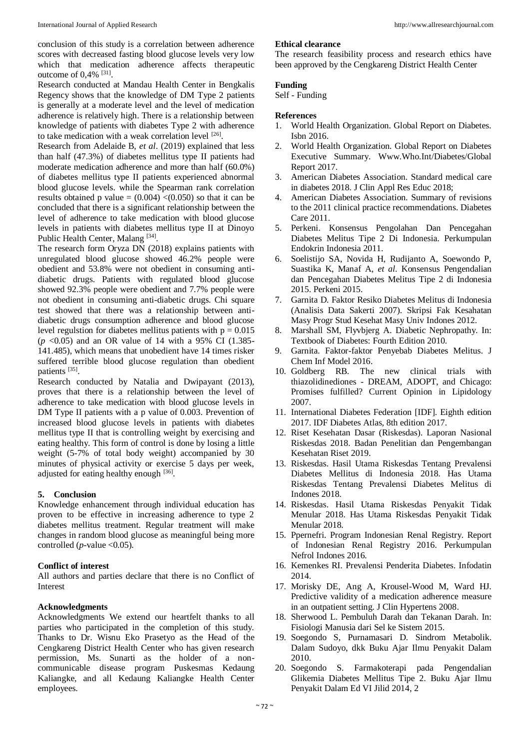conclusion of this study is a correlation between adherence scores with decreased fasting blood glucose levels very low which that medication adherence affects therapeutic outcome of 0,4% [31].

Research conducted at Mandau Health Center in Bengkalis Regency shows that the knowledge of DM Type 2 patients is generally at a moderate level and the level of medication adherence is relatively high. There is a relationship between knowledge of patients with diabetes Type 2 with adherence to take medication with a weak correlation level [26].

Research from Adelaide B, *et al*. (2019) explained that less than half (47.3%) of diabetes mellitus type II patients had moderate medication adherence and more than half (60.0%) of diabetes mellitus type II patients experienced abnormal blood glucose levels. while the Spearman rank correlation results obtained p value = (0.004) <(0.050) so that it can be concluded that there is a significant relationship between the level of adherence to take medication with blood glucose levels in patients with diabetes mellitus type II at Dinoyo Public Health Center, Malang [34].

The research form Oryza DN (2018) explains patients with unregulated blood glucose showed 46.2% people were obedient and 53.8% were not obedient in consuming anti-diabetic drugs. Patients with regulated blood glucose showed 92.3% people were obedient and 7.7% people were not obedient in consuming anti-diabetic drugs. Chi square test showed that there was a relationship between anti-diabetic drugs consumption adherence and blood glucose level regulstion for diabetes mellitus patients with $p = 0.015$ ($p < 0.05$) and an OR value of 14 with a 95% CI (1.385-141.485), which means that unobedient have 14 times risker suffered terrible blood glucose regulation than obedient patients [35].

Research conducted by Natalia and Dwipayant (2013), proves that there is a relationship between the level of adherence to take medication with blood glucose levels in DM Type II patients with a p value of 0.003. Prevention of increased blood glucose levels in patients with diabetes mellitus type II that is controlling weight by exercising and eating healthy. This form of control is done by losing a little weight (5-7% of total body weight) accompanied by 30 minutes of physical activity or exercise 5 days per week, adjusted for eating healthy enough [36].

## 5. Conclusion

Knowledge enhancement through individual education has proven to be effective in increasing adherence to type 2 diabetes mellitus treatment. Regular treatment will make changes in random blood glucose as meaningful being more controlled ($p$-value <0.05).

### Conflict of interest

All authors and parties declare that there is no Conflict of Interest

### Acknowledgments

Acknowledgments We extend our heartfelt thanks to all parties who participated in the completion of this study. Thanks to Dr. Wisnu Eko Prasetyo as the Head of the Cengkareng District Health Center who has given research permission, Ms. Sunarti as the holder of a non-communicable disease program Puskesmas Kedaung Kaliangke, and all Kedaung Kaliangke Health Center employees.

### Ethical clearance

The research feasibility process and research ethics have been approved by the Cengkareng District Health Center

### Funding

Self - Funding

### References

1. World Health Organization. Global Report on Diabetes. Isbn 2016.
2. World Health Organization. Global Report on Diabetes Executive Summary. Www.Who.Int/Diabetes/Global Report 2017.
3. American Diabetes Association. Standard medical care in diabetes 2018. J Clin Appl Res Educ 2018;
4. American Diabetes Association. Summary of revisions to the 2011 clinical practice recommendations. Diabetes Care 2011.
5. Perkeni. Konsensus Pengolahan Dan Pencegahan Diabetes Melitus Tipe 2 Di Indonesia. Perkumpulan Endokrin Indonesia 2011.
6. Soelistijo SA, Novida H, Rudijanto A, Soewondo P, Suastika K, Manaf A, *et al*. Konsensus Pengendalian dan Pencegahan Diabetes Melitus Tipe 2 di Indonesia 2015. Perkeni 2015.
7. Garnita D. Faktor Resiko Diabetes Melitus di Indonesia (Analisis Data Sakerti 2007). Skripsi Fak Kesahatan Masy Progr Stud Kesehat Masy Univ Indones 2012.
8. Marshall SM, Flyvbjerg A. Diabetic Nephropathy. In: Textbook of Diabetes: Fourth Edition 2010.
9. Garnita. Faktor-faktor Penyebab Diabetes Melitus. J Chem Inf Model 2016.
10. Goldberg RB. The new clinical trials with thiazolidinediones - DREAM, ADOPT, and Chicago: Promises fulfilled? Current Opinion in Lipidology 2007.
11. International Diabetes Federation [IDF]. Eighth edition 2017. IDF Diabetes Atlas, 8th edition 2017.
12. Riset Kesehatan Dasar (Riskesdas). Laporan Nasional Riskesdas 2018. Badan Penelitian dan Pengembangan Kesehatan Riset 2019.
13. Riskesdas. Hasil Utama Riskesdas Tentang Prevalensi Diabetes Mellitus di Indonesia 2018. Has Utama Riskesdas Tentang Prevalensi Diabetes Melitus di Indones 2018.
14. Riskesdas. Hasil Utama Riskesdas Penyakit Tidak Menular 2018. Has Utama Riskesdas Penyakit Tidak Menular 2018.
15. Ppernefri. Program Indonesian Renal Registry. Report of Indonesian Renal Registry 2016. Perkumpulan Nefrol Indones 2016.
16. Kemenkes RI. Prevalensi Penderita Diabetes. Infodatin 2014.
17. Morisky DE, Ang A, Krousel-Wood M, Ward HJ. Predictive validity of a medication adherence measure in an outpatient setting. J Clin Hypertens 2008.
18. Sherwood L. Pembuluh Darah dan Tekanan Darah. In: Fisiologi Manusia dari Sel ke Sistem 2015.
19. Soegondo S, Purnamasari D. Sindrom Metabolik. Dalam Sudoyo, dkk Buku Ajar Ilmu Penyakit Dalam 2010.
20. Soegondo S. Farmakoterapi pada Pengendalian Glikemia Diabetes Mellitus Tipe 2. Buku Ajar Ilmu Penyakit Dalam Ed VI Jilid 2014, 2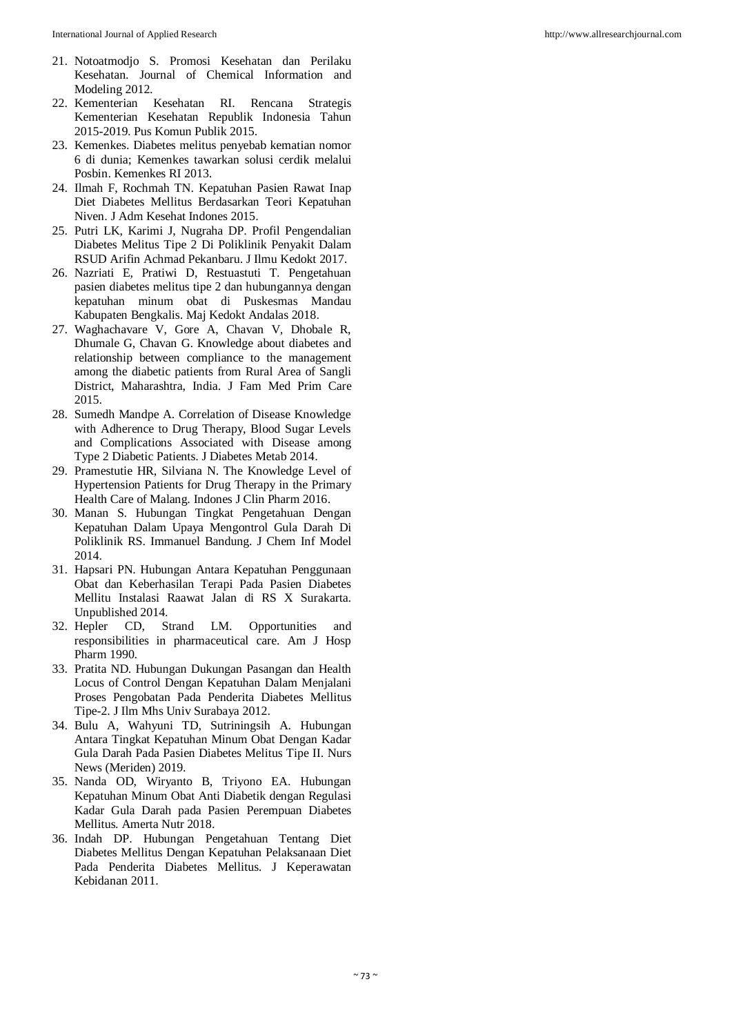21. Notoatmodjo S. Promosi Kesehatan dan Perilaku Kesehatan. Journal of Chemical Information and Modeling 2012.
22. Kementerian Kesehatan RI. Rencana Strategis Kementerian Kesehatan Republik Indonesia Tahun 2015-2019. Pus Komun Publik 2015.
23. Kemenkes. Diabetes melitus penyebab kematian nomor 6 di dunia; Kemenkes tawarkan solusi cerdik melalui Posbin. Kemenkes RI 2013.
24. Ilmah F, Rochmah TN. Kepatuhan Pasien Rawat Inap Diet Diabetes Mellitus Berdasarkan Teori Kepatuhan Niven. J Adm Kesehat Indones 2015.
25. Putri LK, Karimi J, Nugraha DP. Profil Pengendalian Diabetes Melitus Tipe 2 Di Poliklinik Penyakit Dalam RSUD Arifin Achmad Pekanbaru. J Ilmu Kedokt 2017.
26. Nazriati E, Pratiwi D, Restuastuti T. Pengetahuan pasien diabetes melitus tipe 2 dan hubungannya dengan kepatuhan minum obat di Puskesmas Mandau Kabupaten Bengkalis. Maj Kedokt Andalas 2018.
27. Waghachavare V, Gore A, Chavan V, Dhobale R, Dhumale G, Chavan G. Knowledge about diabetes and relationship between compliance to the management among the diabetic patients from Rural Area of Sangli District, Maharashtra, India. J Fam Med Prim Care 2015.
28. Sumedh Mandpe A. Correlation of Disease Knowledge with Adherence to Drug Therapy, Blood Sugar Levels and Complications Associated with Disease among Type 2 Diabetic Patients. J Diabetes Metab 2014.
29. Pramestutie HR, Silviana N. The Knowledge Level of Hypertension Patients for Drug Therapy in the Primary Health Care of Malang. Indones J Clin Pharm 2016.
30. Manan S. Hubungan Tingkat Pengetahuan Dengan Kepatuhan Dalam Upaya Mengontrol Gula Darah Di Poliklinik RS. Immanuel Bandung. J Chem Inf Model 2014.
31. Hapsari PN. Hubungan Antara Kepatuhan Penggunaan Obat dan Keberhasilan Terapi Pada Pasien Diabetes Mellitu Instalasi Raawat Jalan di RS X Surakarta. Unpublished 2014.
32. Hepler CD, Strand LM. Opportunities and responsibilities in pharmaceutical care. Am J Hosp Pharm 1990.
33. Pratita ND. Hubungan Dukungan Pasangan dan Health Locus of Control Dengan Kepatuhan Dalam Menjalani Proses Pengobatan Pada Penderita Diabetes Mellitus Tipe-2. J Ilm Mhs Univ Surabaya 2012.
34. Bulu A, Wahyuni TD, Sutriningsih A. Hubungan Antara Tingkat Kepatuhan Minum Obat Dengan Kadar Gula Darah Pada Pasien Diabetes Melitus Tipe II. Nurs News (Meriden) 2019.
35. Nanda OD, Wiryanto B, Triyono EA. Hubungan Kepatuhan Minum Obat Anti Diabetik dengan Regulasi Kadar Gula Darah pada Pasien Perempuan Diabetes Mellitus. Amerta Nutr 2018.
36. Indah DP. Hubungan Pengetahuan Tentang Diet Diabetes Mellitus Dengan Kepatuhan Pelaksanaan Diet Pada Penderita Diabetes Mellitus. J Keperawatan Kebidanan 2011.